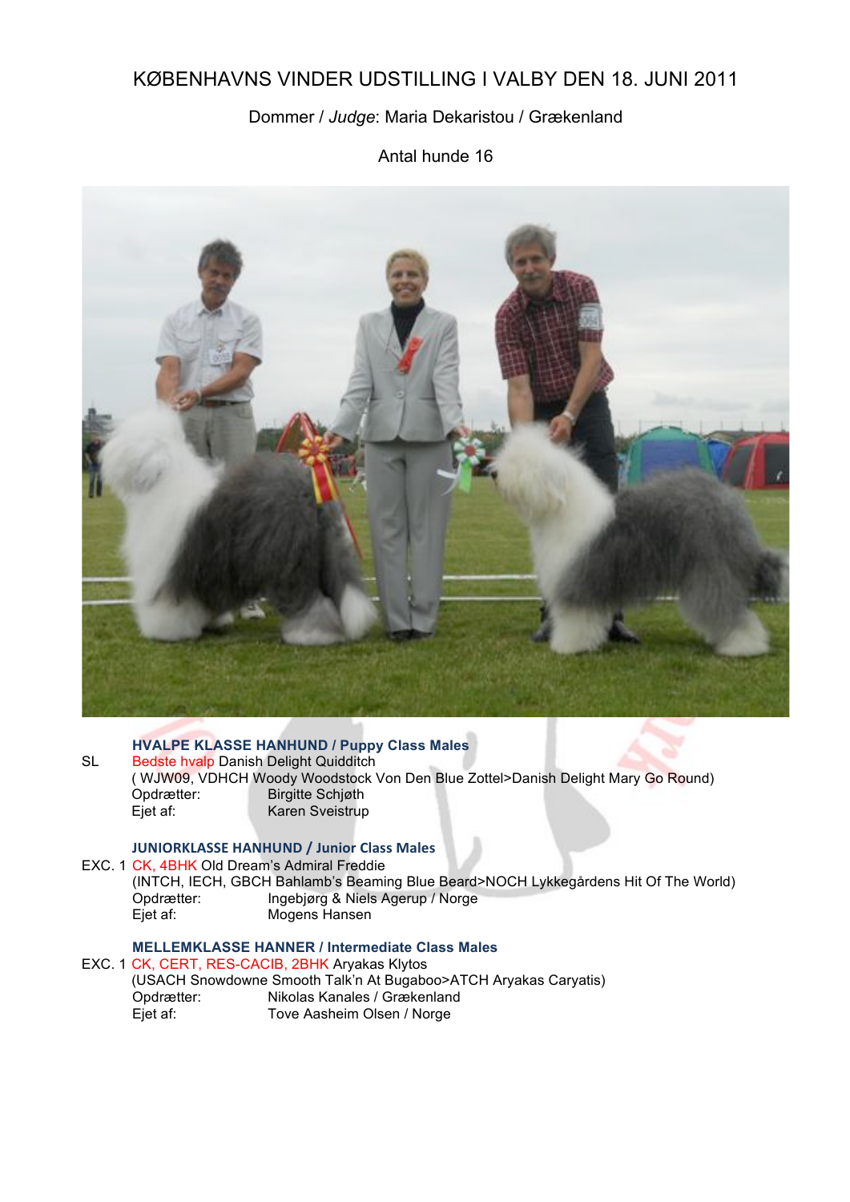# KØBENHAVNS VINDER UDSTILLING I VALBY DEN 18. JUNI 2011

Dommer / *Judge*: Maria Dekaristou / Grækenland

Antal hunde 16

### HVALPE KLASSE HANHUND / Puppy Class Males

SL Bedste hvalp Danish Delight Quidditch
( WJW09, VDHCH Woody Woodstock Von Den Blue Zottel>Danish Delight Mary Go Round)
Opdrætter: Birgitte Schjøth
Ejet af: Karen Sveistrup

### JUNIORKLASSE HANHUND / Junior Class Males

EXC. 1 CK, 4BHK Old Dream's Admiral Freddie
(INTCH, IECH, GBCH Bahlamb's Beaming Blue Beard>NOCH Lykkegårdens Hit Of The World)
Opdrætter: Ingebjørg & Niels Agerup / Norge
Ejet af: Mogens Hansen

### MELLEMKLASSE HANNER / Intermediate Class Males

EXC. 1 CK, CERT, RES-CACIB, 2BHK Aryakas Klytos
(USACH Snowdowne Smooth Talk'n At Bugaboo>ATCH Aryakas Caryatis)
Opdrætter: Nikolas Kanales / Grækenland
Ejet af: Tove Aasheim Olsen / Norge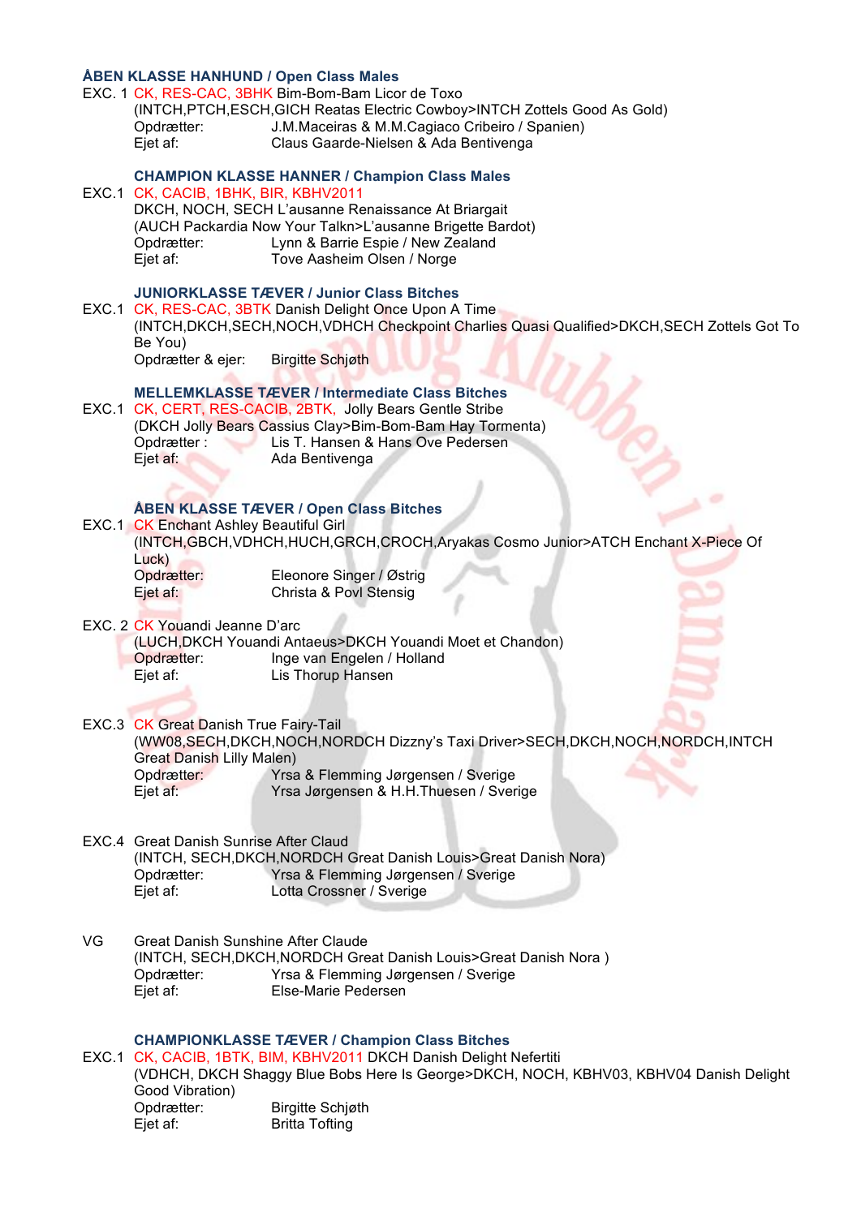### ÅBEN KLASSE HANHUND / Open Class Males

EXC. 1 CK, RES-CAC, 3BHK Bim-Bom-Bam Licor de Toxo
(INTCH,PTCH,ESCH,GICH Reatas Electric Cowboy>INTCH Zottels Good As Gold)
Opdrætter: J.M.Maceiras & M.M.Cagiaco Cribeiro / Spanien)
Ejet af: Claus Gaarde-Nielsen & Ada Bentivenga

### CHAMPION KLASSE HANNER / Champion Class Males

EXC.1 CK, CACIB, 1BHK, BIR, KBHV2011
DKCH, NOCH, SECH L'ausanne Renaissance At Briargait
(AUCH Packardia Now Your Talkn>L'ausanne Brigette Bardot)
Opdrætter: Lynn & Barrie Espie / New Zealand
Ejet af: Tove Aasheim Olsen / Norge

### JUNIORKLASSE TÆVER / Junior Class Bitches

EXC.1 CK, RES-CAC, 3BTK Danish Delight Once Upon A Time
(INTCH,DKCH,SECH,NOCH,VDHCH Checkpoint Charlies Quasi Qualified>DKCH,SECH Zottels Got To Be You)
Opdrætter & ejer: Birgitte Schjøth

### MELLEMKLASSE TÆVER / Intermediate Class Bitches

EXC.1 CK, CERT, RES-CACIB, 2BTK, Jolly Bears Gentle Stribe
(DKCH Jolly Bears Cassius Clay>Bim-Bom-Bam Hay Tormenta)
Opdrætter : Lis T. Hansen & Hans Ove Pedersen
Ejet af: Ada Bentivenga

### ÅBEN KLASSE TÆVER / Open Class Bitches

EXC.1 CK Enchant Ashley Beautiful Girl
(INTCH,GBCH,VDHCH,HUCH,GRCH,CROCH,Aryakas Cosmo Junior>ATCH Enchant X-Piece Of Luck)
Opdrætter: Eleonore Singer / Østrig
Ejet af: Christa & Povl Stensig

EXC. 2 CK Youandi Jeanne D'arc
(LUCH,DKCH Youandi Antaeus>DKCH Youandi Moet et Chandon)
Opdrætter: Inge van Engelen / Holland
Ejet af: Lis Thorup Hansen

EXC.3 CK Great Danish True Fairy-Tail
(WW08,SECH,DKCH,NOCH,NORDCH Dizzny's Taxi Driver>SECH,DKCH,NOCH,NORDCH,INTCH Great Danish Lilly Malen)
Opdrætter: Yrsa & Flemming Jørgensen / Sverige
Ejet af: Yrsa Jørgensen & H.H.Thuesen / Sverige

EXC.4 Great Danish Sunrise After Claud
(INTCH, SECH,DKCH,NORDCH Great Danish Louis>Great Danish Nora)
Opdrætter: Yrsa & Flemming Jørgensen / Sverige
Ejet af: Lotta Crossner / Sverige

VG Great Danish Sunshine After Claude
(INTCH, SECH,DKCH,NORDCH Great Danish Louis>Great Danish Nora )
Opdrætter: Yrsa & Flemming Jørgensen / Sverige
Ejet af: Else-Marie Pedersen

### CHAMPIONKLASSE TÆVER / Champion Class Bitches

EXC.1 CK, CACIB, 1BTK, BIM, KBHV2011 DKCH Danish Delight Nefertiti
(VDHCH, DKCH Shaggy Blue Bobs Here Is George>DKCH, NOCH, KBHV03, KBHV04 Danish Delight Good Vibration)
Opdrætter: Birgitte Schjøth
Ejet af: Britta Tofting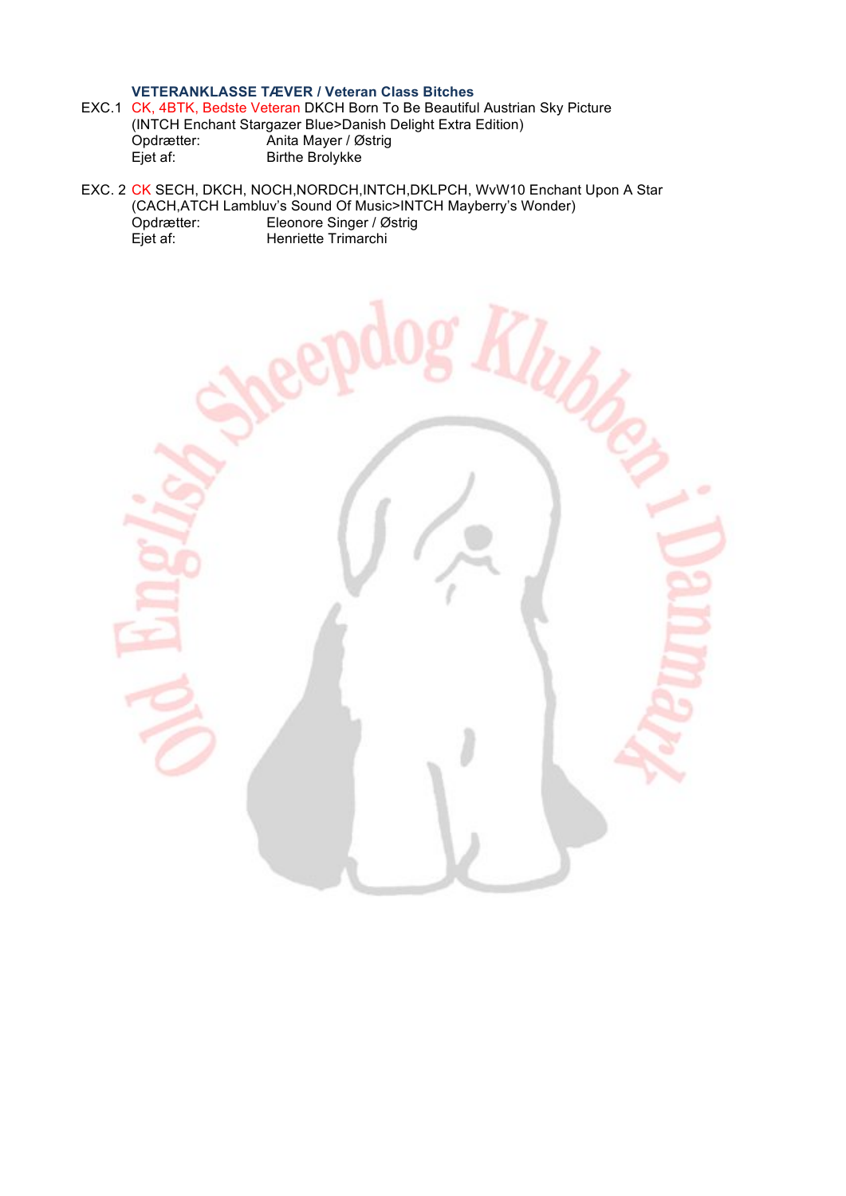**VETERANKLASSE TÆVER / Veteran Class Bitches**

EXC.1 CK, 4BTK, Bedste Veteran DKCH Born To Be Beautiful Austrian Sky Picture
(INTCH Enchant Stargazer Blue>Danish Delight Extra Edition)
Opdrætter: Anita Mayer / Østrig
Ejet af: Birthe Brolykke

EXC. 2 CK SECH, DKCH, NOCH,NORDCH,INTCH,DKLPCH, WvW10 Enchant Upon A Star
(CACH,ATCH Lambluv's Sound Of Music>INTCH Mayberry's Wonder)
Opdrætter: Eleonore Singer / Østrig
Ejet af: Henriette Trimarchi